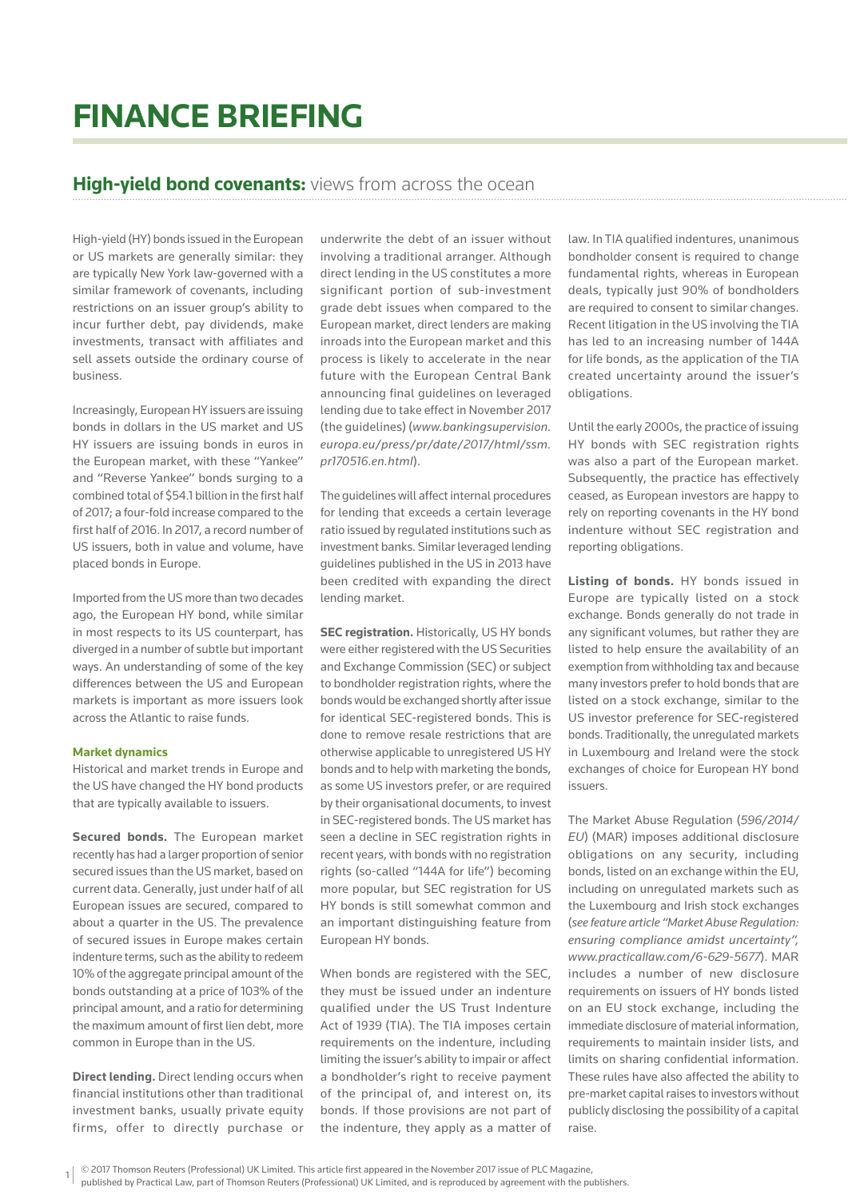# FINANCE BRIEFING

## **High-yield bond covenants:** views from across the ocean

High-yield (HY) bonds issued in the European or US markets are generally similar: they are typically New York law-governed with a similar framework of covenants, including restrictions on an issuer group's ability to incur further debt, pay dividends, make investments, transact with affiliates and sell assets outside the ordinary course of business.

Increasingly, European HY issuers are issuing bonds in dollars in the US market and US HY issuers are issuing bonds in euros in the European market, with these "Yankee" and "Reverse Yankee" bonds surging to a combined total of $54.1 billion in the first half of 2017; a four-fold increase compared to the first half of 2016. In 2017, a record number of US issuers, both in value and volume, have placed bonds in Europe.

Imported from the US more than two decades ago, the European HY bond, while similar in most respects to its US counterpart, has diverged in a number of subtle but important ways. An understanding of some of the key differences between the US and European markets is important as more issuers look across the Atlantic to raise funds.

### Market dynamics

Historical and market trends in Europe and the US have changed the HY bond products that are typically available to issuers.

**Secured bonds.** The European market recently has had a larger proportion of senior secured issues than the US market, based on current data. Generally, just under half of all European issues are secured, compared to about a quarter in the US. The prevalence of secured issues in Europe makes certain indenture terms, such as the ability to redeem 10% of the aggregate principal amount of the bonds outstanding at a price of 103% of the principal amount, and a ratio for determining the maximum amount of first lien debt, more common in Europe than in the US.

**Direct lending.** Direct lending occurs when financial institutions other than traditional investment banks, usually private equity firms, offer to directly purchase or underwrite the debt of an issuer without involving a traditional arranger. Although direct lending in the US constitutes a more significant portion of sub-investment grade debt issues when compared to the European market, direct lenders are making inroads into the European market and this process is likely to accelerate in the near future with the European Central Bank announcing final guidelines on leveraged lending due to take effect in November 2017 (the guidelines) (*www.bankingsupervision.europa.eu/press/pr/date/2017/html/ssm.pr170516.en.html*).

The guidelines will affect internal procedures for lending that exceeds a certain leverage ratio issued by regulated institutions such as investment banks. Similar leveraged lending guidelines published in the US in 2013 have been credited with expanding the direct lending market.

**SEC registration.** Historically, US HY bonds were either registered with the US Securities and Exchange Commission (SEC) or subject to bondholder registration rights, where the bonds would be exchanged shortly after issue for identical SEC-registered bonds. This is done to remove resale restrictions that are otherwise applicable to unregistered US HY bonds and to help with marketing the bonds, as some US investors prefer, or are required by their organisational documents, to invest in SEC-registered bonds. The US market has seen a decline in SEC registration rights in recent years, with bonds with no registration rights (so-called "144A for life") becoming more popular, but SEC registration for US HY bonds is still somewhat common and an important distinguishing feature from European HY bonds.

When bonds are registered with the SEC, they must be issued under an indenture qualified under the US Trust Indenture Act of 1939 (TIA). The TIA imposes certain requirements on the indenture, including limiting the issuer's ability to impair or affect a bondholder's right to receive payment of the principal of, and interest on, its bonds. If those provisions are not part of the indenture, they apply as a matter of law. In TIA qualified indentures, unanimous bondholder consent is required to change fundamental rights, whereas in European deals, typically just 90% of bondholders are required to consent to similar changes. Recent litigation in the US involving the TIA has led to an increasing number of 144A for life bonds, as the application of the TIA created uncertainty around the issuer's obligations.

Until the early 2000s, the practice of issuing HY bonds with SEC registration rights was also a part of the European market. Subsequently, the practice has effectively ceased, as European investors are happy to rely on reporting covenants in the HY bond indenture without SEC registration and reporting obligations.

**Listing of bonds.** HY bonds issued in Europe are typically listed on a stock exchange. Bonds generally do not trade in any significant volumes, but rather they are listed to help ensure the availability of an exemption from withholding tax and because many investors prefer to hold bonds that are listed on a stock exchange, similar to the US investor preference for SEC-registered bonds. Traditionally, the unregulated markets in Luxembourg and Ireland were the stock exchanges of choice for European HY bond issuers.

The Market Abuse Regulation (*596/2014/EU*) (MAR) imposes additional disclosure obligations on any security, including bonds, listed on an exchange within the EU, including on unregulated markets such as the Luxembourg and Irish stock exchanges (*see feature article "Market Abuse Regulation: ensuring compliance amidst uncertainty", www.practicallaw.com/6-629-5677*). MAR includes a number of new disclosure requirements on issuers of HY bonds listed on an EU stock exchange, including the immediate disclosure of material information, requirements to maintain insider lists, and limits on sharing confidential information. These rules have also affected the ability to pre-market capital raises to investors without publicly disclosing the possibility of a capital raise.

© 2017 Thomson Reuters (Professional) UK Limited. This article first appeared in the November 2017 issue of PLC Magazine, published by Practical Law, part of Thomson Reuters (Professional) UK Limited, and is reproduced by agreement with the publishers.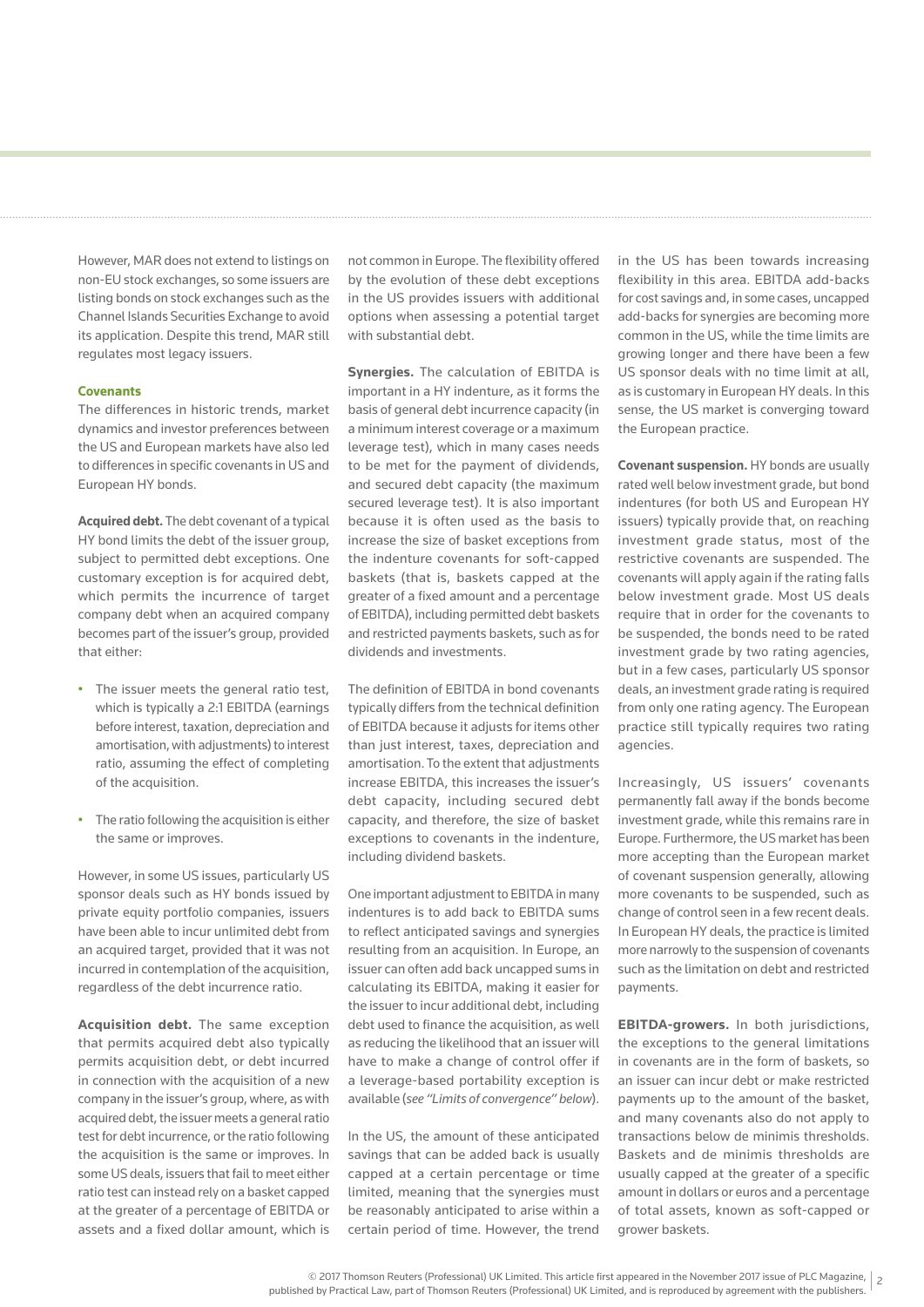However, MAR does not extend to listings on non-EU stock exchanges, so some issuers are listing bonds on stock exchanges such as the Channel Islands Securities Exchange to avoid its application. Despite this trend, MAR still regulates most legacy issuers.

### Covenants

The differences in historic trends, market dynamics and investor preferences between the US and European markets have also led to differences in specific covenants in US and European HY bonds.

**Acquired debt.** The debt covenant of a typical HY bond limits the debt of the issuer group, subject to permitted debt exceptions. One customary exception is for acquired debt, which permits the incurrence of target company debt when an acquired company becomes part of the issuer's group, provided that either:

- The issuer meets the general ratio test, which is typically a 2:1 EBITDA (earnings before interest, taxation, depreciation and amortisation, with adjustments) to interest ratio, assuming the effect of completing of the acquisition.
- The ratio following the acquisition is either the same or improves.

However, in some US issues, particularly US sponsor deals such as HY bonds issued by private equity portfolio companies, issuers have been able to incur unlimited debt from an acquired target, provided that it was not incurred in contemplation of the acquisition, regardless of the debt incurrence ratio.

**Acquisition debt.** The same exception that permits acquired debt also typically permits acquisition debt, or debt incurred in connection with the acquisition of a new company in the issuer's group, where, as with acquired debt, the issuer meets a general ratio test for debt incurrence, or the ratio following the acquisition is the same or improves. In some US deals, issuers that fail to meet either ratio test can instead rely on a basket capped at the greater of a percentage of EBITDA or assets and a fixed dollar amount, which is not common in Europe. The flexibility offered by the evolution of these debt exceptions in the US provides issuers with additional options when assessing a potential target with substantial debt.

**Synergies.** The calculation of EBITDA is important in a HY indenture, as it forms the basis of general debt incurrence capacity (in a minimum interest coverage or a maximum leverage test), which in many cases needs to be met for the payment of dividends, and secured debt capacity (the maximum secured leverage test). It is also important because it is often used as the basis to increase the size of basket exceptions from the indenture covenants for soft-capped baskets (that is, baskets capped at the greater of a fixed amount and a percentage of EBITDA), including permitted debt baskets and restricted payments baskets, such as for dividends and investments.

The definition of EBITDA in bond covenants typically differs from the technical definition of EBITDA because it adjusts for items other than just interest, taxes, depreciation and amortisation. To the extent that adjustments increase EBITDA, this increases the issuer's debt capacity, including secured debt capacity, and therefore, the size of basket exceptions to covenants in the indenture, including dividend baskets.

One important adjustment to EBITDA in many indentures is to add back to EBITDA sums to reflect anticipated savings and synergies resulting from an acquisition. In Europe, an issuer can often add back uncapped sums in calculating its EBITDA, making it easier for the issuer to incur additional debt, including debt used to finance the acquisition, as well as reducing the likelihood that an issuer will have to make a change of control offer if a leverage-based portability exception is available (*see "Limits of convergence" below*).

In the US, the amount of these anticipated savings that can be added back is usually capped at a certain percentage or time limited, meaning that the synergies must be reasonably anticipated to arise within a certain period of time. However, the trend in the US has been towards increasing flexibility in this area. EBITDA add-backs for cost savings and, in some cases, uncapped add-backs for synergies are becoming more common in the US, while the time limits are growing longer and there have been a few US sponsor deals with no time limit at all, as is customary in European HY deals. In this sense, the US market is converging toward the European practice.

**Covenant suspension.** HY bonds are usually rated well below investment grade, but bond indentures (for both US and European HY issuers) typically provide that, on reaching investment grade status, most of the restrictive covenants are suspended. The covenants will apply again if the rating falls below investment grade. Most US deals require that in order for the covenants to be suspended, the bonds need to be rated investment grade by two rating agencies, but in a few cases, particularly US sponsor deals, an investment grade rating is required from only one rating agency. The European practice still typically requires two rating agencies.

Increasingly, US issuers' covenants permanently fall away if the bonds become investment grade, while this remains rare in Europe. Furthermore, the US market has been more accepting than the European market of covenant suspension generally, allowing more covenants to be suspended, such as change of control seen in a few recent deals. In European HY deals, the practice is limited more narrowly to the suspension of covenants such as the limitation on debt and restricted payments.

**EBITDA-growers.** In both jurisdictions, the exceptions to the general limitations in covenants are in the form of baskets, so an issuer can incur debt or make restricted payments up to the amount of the basket, and many covenants also do not apply to transactions below de minimis thresholds. Baskets and de minimis thresholds are usually capped at the greater of a specific amount in dollars or euros and a percentage of total assets, known as soft-capped or grower baskets.

© 2017 Thomson Reuters (Professional) UK Limited. This article first appeared in the November 2017 issue of PLC Magazine, published by Practical Law, part of Thomson Reuters (Professional) UK Limited, and is reproduced by agreement with the publishers.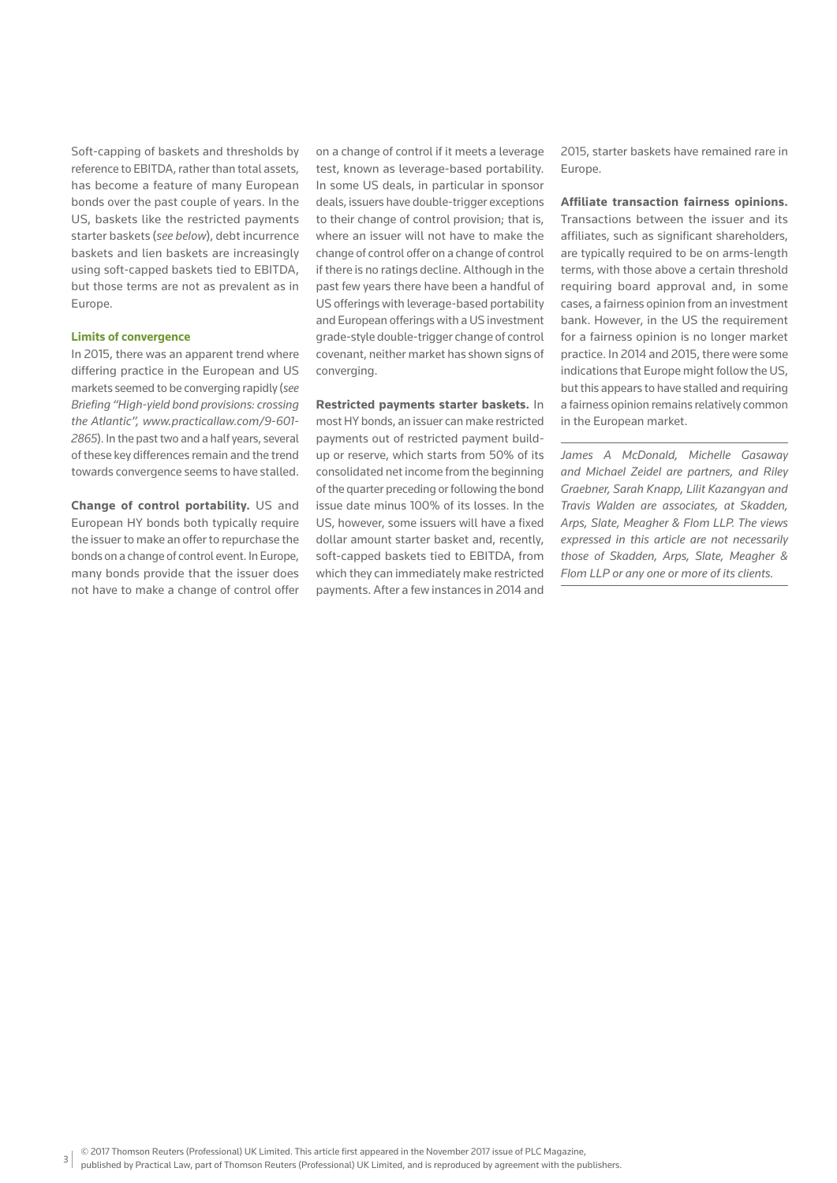Soft-capping of baskets and thresholds by reference to EBITDA, rather than total assets, has become a feature of many European bonds over the past couple of years. In the US, baskets like the restricted payments starter baskets (*see below*), debt incurrence baskets and lien baskets are increasingly using soft-capped baskets tied to EBITDA, but those terms are not as prevalent as in Europe.

### Limits of convergence

In 2015, there was an apparent trend where differing practice in the European and US markets seemed to be converging rapidly (*see Briefing "High-yield bond provisions: crossing the Atlantic", www.practicallaw.com/9-601-2865*). In the past two and a half years, several of these key differences remain and the trend towards convergence seems to have stalled.

**Change of control portability.** US and European HY bonds both typically require the issuer to make an offer to repurchase the bonds on a change of control event. In Europe, many bonds provide that the issuer does not have to make a change of control offer on a change of control if it meets a leverage test, known as leverage-based portability. In some US deals, in particular in sponsor deals, issuers have double-trigger exceptions to their change of control provision; that is, where an issuer will not have to make the change of control offer on a change of control if there is no ratings decline. Although in the past few years there have been a handful of US offerings with leverage-based portability and European offerings with a US investment grade-style double-trigger change of control covenant, neither market has shown signs of converging.

**Restricted payments starter baskets.** In most HY bonds, an issuer can make restricted payments out of restricted payment build-up or reserve, which starts from 50% of its consolidated net income from the beginning of the quarter preceding or following the bond issue date minus 100% of its losses. In the US, however, some issuers will have a fixed dollar amount starter basket and, recently, soft-capped baskets tied to EBITDA, from which they can immediately make restricted payments. After a few instances in 2014 and 2015, starter baskets have remained rare in Europe.

**Affiliate transaction fairness opinions.** Transactions between the issuer and its affiliates, such as significant shareholders, are typically required to be on arms-length terms, with those above a certain threshold requiring board approval and, in some cases, a fairness opinion from an investment bank. However, in the US the requirement for a fairness opinion is no longer market practice. In 2014 and 2015, there were some indications that Europe might follow the US, but this appears to have stalled and requiring a fairness opinion remains relatively common in the European market.

---

*James A McDonald, Michelle Gasaway and Michael Zeidel are partners, and Riley Graebner, Sarah Knapp, Lilit Kazangyan and Travis Walden are associates, at Skadden, Arps, Slate, Meagher & Flom LLP. The views expressed in this article are not necessarily those of Skadden, Arps, Slate, Meagher & Flom LLP or any one or more of its clients.*

---

© 2017 Thomson Reuters (Professional) UK Limited. This article first appeared in the November 2017 issue of PLC Magazine, published by Practical Law, part of Thomson Reuters (Professional) UK Limited, and is reproduced by agreement with the publishers.